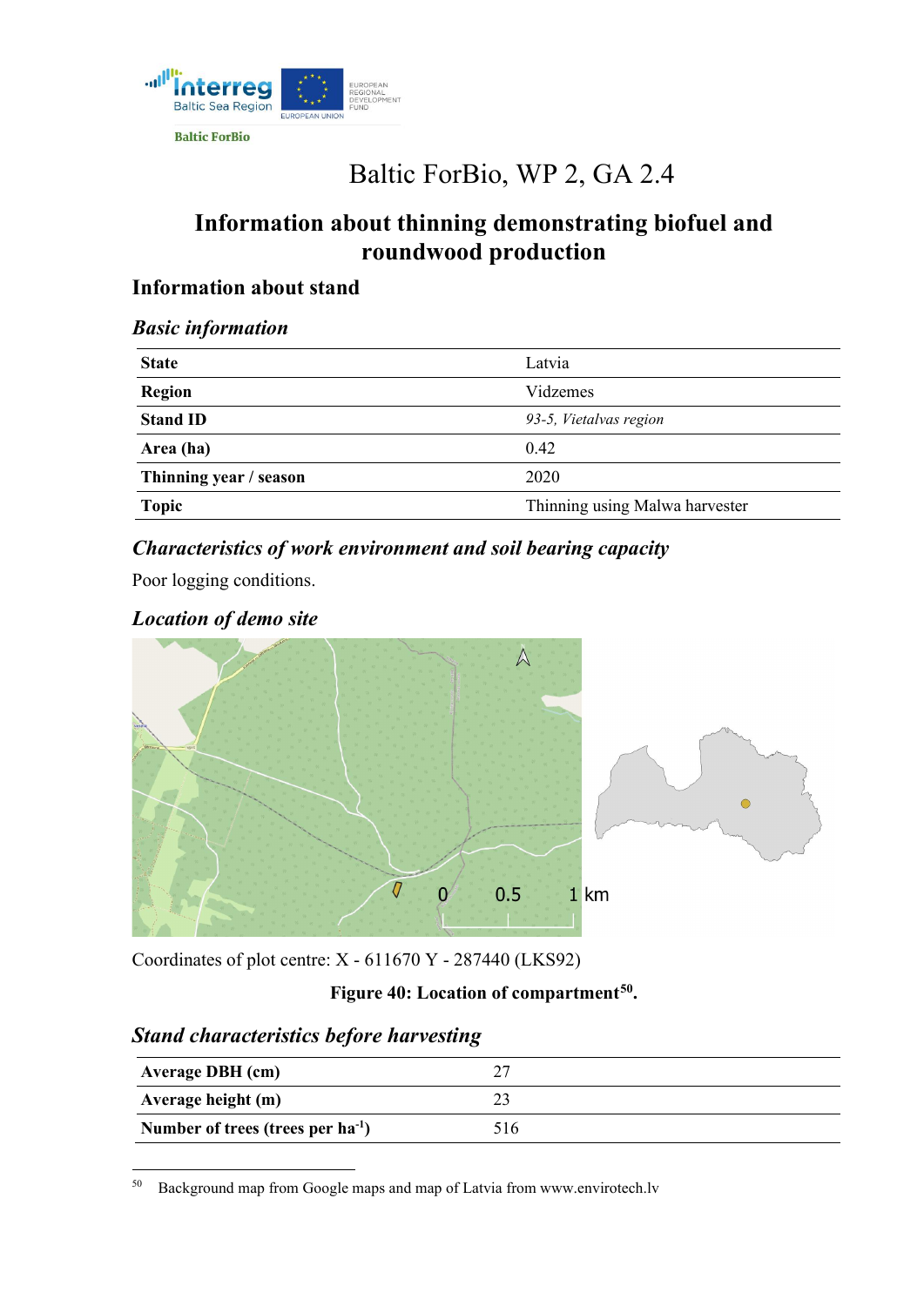Baltic ForBio

# Baltic ForBio, WP 2, GA 2.4

## Information about thinning demonstrating biofuel and roundwood production

### Information about stand

#### *Basic information*

| | |
|---|---|
| **State** | Latvia |
| **Region** | Vidzemes |
| **Stand ID** | *93-5, Vietalvas region* |
| **Area (ha)** | 0.42 |
| **Thinning year / season** | 2020 |
| **Topic** | Thinning using Malwa harvester |

#### *Characteristics of work environment and soil bearing capacity*

Poor logging conditions.

#### *Location of demo site*

Coordinates of plot centre: X - 611670 Y - 287440 (LKS92)

**Figure 40: Location of compartment[50].**

#### *Stand characteristics before harvesting*

| | |
|---|---|
| **Average DBH (cm)** | 27 |
| **Average height (m)** | 23 |
| **Number of trees (trees per ha$^{-1}$)** | 516 |

[50] Background map from Google maps and map of Latvia from www.envirotech.lv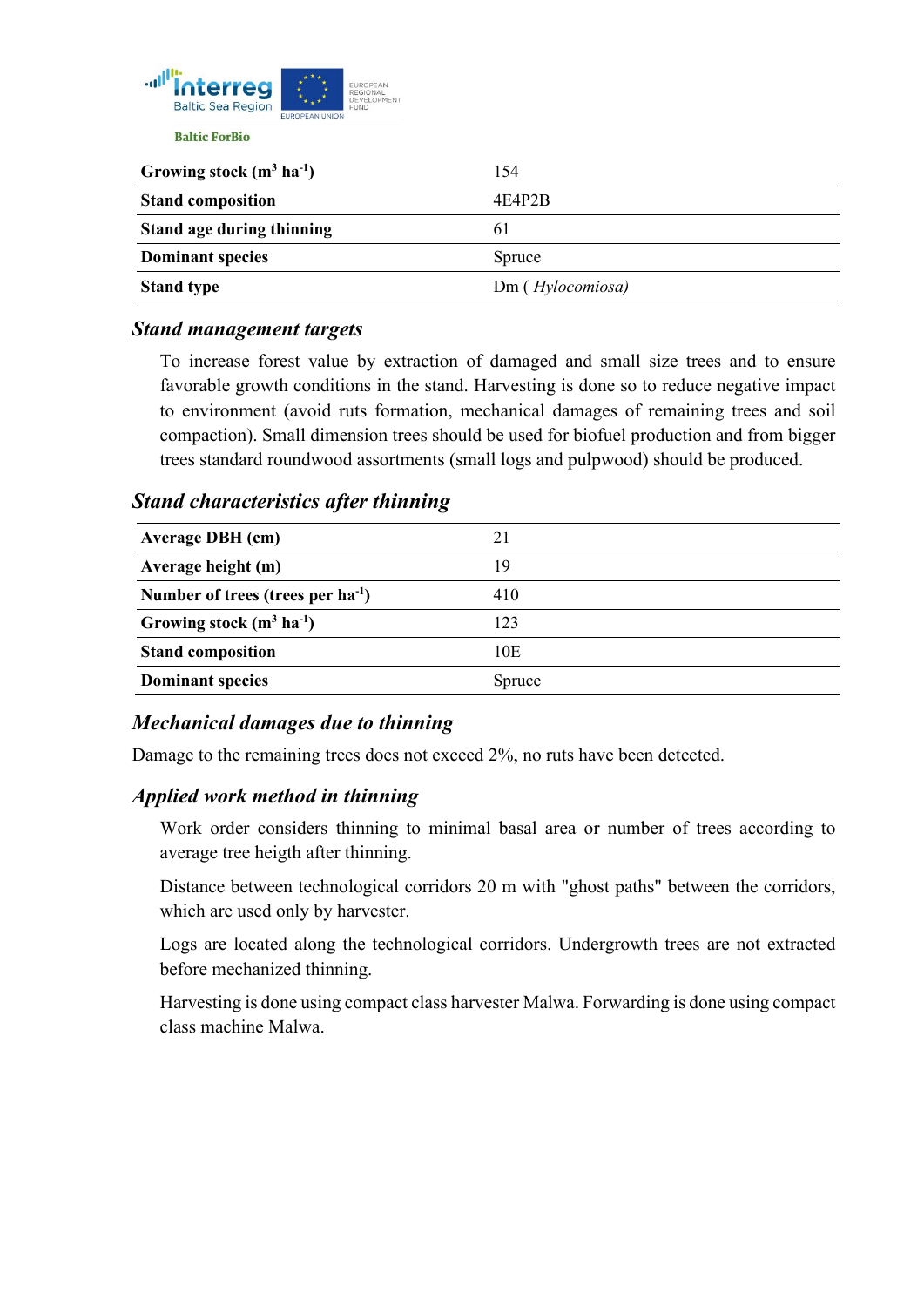| Growing stock ($m^3$ $ha^{-1}$) | 154 |
|---|---|
| Stand composition | 4E4P2B |
| Stand age during thinning | 61 |
| Dominant species | Spruce |
| Stand type | Dm ( *Hylocomiosa)* |

### *Stand management targets*

To increase forest value by extraction of damaged and small size trees and to ensure favorable growth conditions in the stand. Harvesting is done so to reduce negative impact to environment (avoid ruts formation, mechanical damages of remaining trees and soil compaction). Small dimension trees should be used for biofuel production and from bigger trees standard roundwood assortments (small logs and pulpwood) should be produced.

### *Stand characteristics after thinning*

| Average DBH (cm) | 21 |
|---|---|
| Average height (m) | 19 |
| Number of trees (trees per $ha^{-1}$) | 410 |
| Growing stock ($m^3$ $ha^{-1}$) | 123 |
| Stand composition | 10E |
| Dominant species | Spruce |

### *Mechanical damages due to thinning*

Damage to the remaining trees does not exceed 2%, no ruts have been detected.

### *Applied work method in thinning*

Work order considers thinning to minimal basal area or number of trees according to average tree heigth after thinning.

Distance between technological corridors 20 m with "ghost paths" between the corridors, which are used only by harvester.

Logs are located along the technological corridors. Undergrowth trees are not extracted before mechanized thinning.

Harvesting is done using compact class harvester Malwa. Forwarding is done using compact class machine Malwa.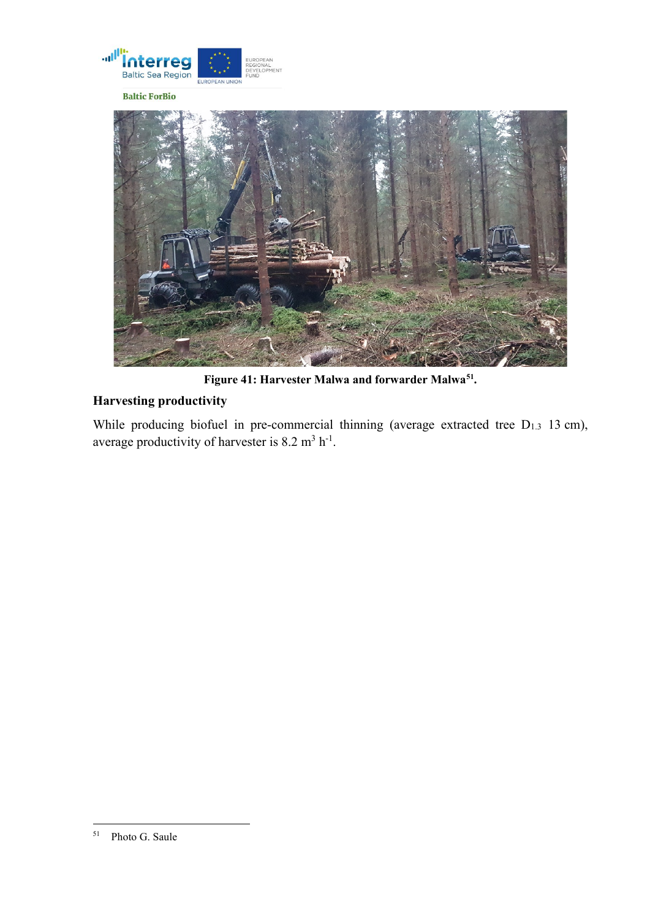Figure 41: Harvester Malwa and forwarder Malwa[51].

### Harvesting productivity

While producing biofuel in pre-commercial thinning (average extracted tree $D_{1.3}$ 13 cm), average productivity of harvester is 8.2 $m^3 h^{-1}$.

[51] Photo G. Saule